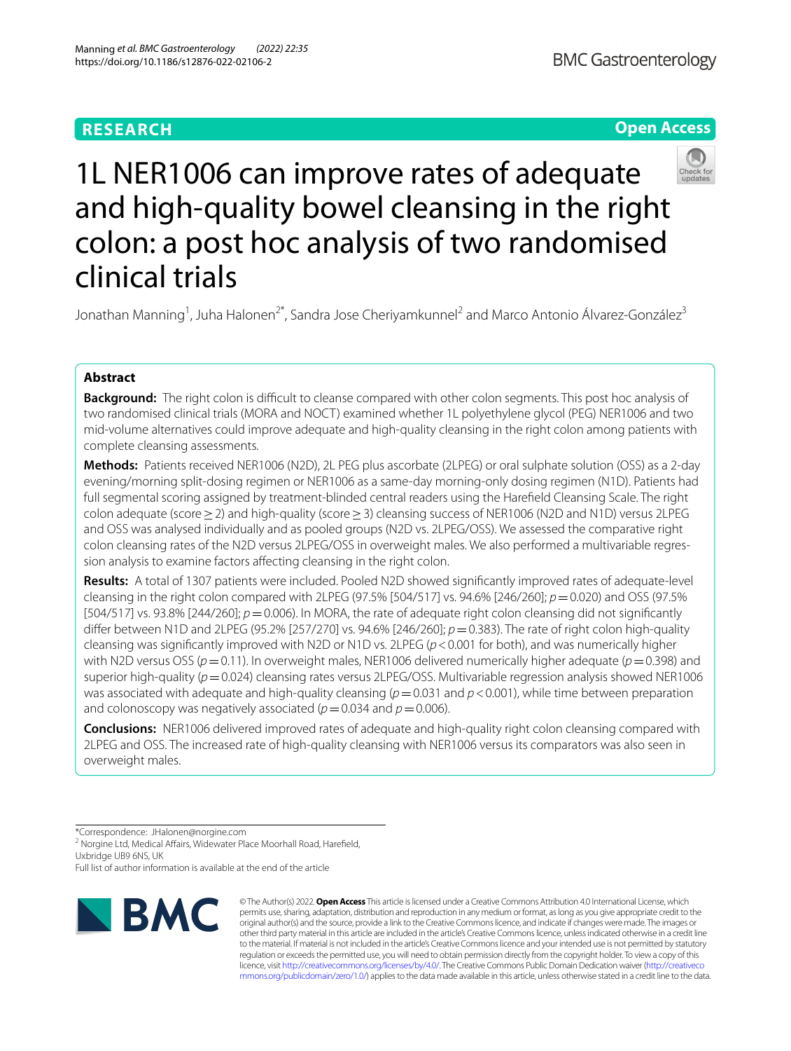**RESEARCH** **Open Access**

# 1L NER1006 can improve rates of adequate and high-quality bowel cleansing in the right colon: a post hoc analysis of two randomised clinical trials

Jonathan Manning[1], Juha Halonen[2*], Sandra Jose Cheriyamkunnel[2] and Marco Antonio Álvarez-González[3]

## Abstract

**Background:** The right colon is difficult to cleanse compared with other colon segments. This post hoc analysis of two randomised clinical trials (MORA and NOCT) examined whether 1L polyethylene glycol (PEG) NER1006 and two mid-volume alternatives could improve adequate and high-quality cleansing in the right colon among patients with complete cleansing assessments.

**Methods:** Patients received NER1006 (N2D), 2L PEG plus ascorbate (2LPEG) or oral sulphate solution (OSS) as a 2-day evening/morning split-dosing regimen or NER1006 as a same-day morning-only dosing regimen (N1D). Patients had full segmental scoring assigned by treatment-blinded central readers using the Harefield Cleansing Scale. The right colon adequate (score ≥ 2) and high-quality (score ≥ 3) cleansing success of NER1006 (N2D and N1D) versus 2LPEG and OSS was analysed individually and as pooled groups (N2D vs. 2LPEG/OSS). We assessed the comparative right colon cleansing rates of the N2D versus 2LPEG/OSS in overweight males. We also performed a multivariable regression analysis to examine factors affecting cleansing in the right colon.

**Results:** A total of 1307 patients were included. Pooled N2D showed significantly improved rates of adequate-level cleansing in the right colon compared with 2LPEG (97.5% [504/517] vs. 94.6% [246/260]; $p = 0.020$) and OSS (97.5% [504/517] vs. 93.8% [244/260]; $p = 0.006$). In MORA, the rate of adequate right colon cleansing did not significantly differ between N1D and 2LPEG (95.2% [257/270] vs. 94.6% [246/260]; $p = 0.383$). The rate of right colon high-quality cleansing was significantly improved with N2D or N1D vs. 2LPEG ($p < 0.001$ for both), and was numerically higher with N2D versus OSS ($p = 0.11$). In overweight males, NER1006 delivered numerically higher adequate ($p = 0.398$) and superior high-quality ($p = 0.024$) cleansing rates versus 2LPEG/OSS. Multivariable regression analysis showed NER1006 was associated with adequate and high-quality cleansing ($p = 0.031$ and $p < 0.001$), while time between preparation and colonoscopy was negatively associated ($p = 0.034$ and $p = 0.006$).

**Conclusions:** NER1006 delivered improved rates of adequate and high-quality right colon cleansing compared with 2LPEG and OSS. The increased rate of high-quality cleansing with NER1006 versus its comparators was also seen in overweight males.

*Correspondence: JHalonen@norgine.com
[2] Norgine Ltd, Medical Affairs, Widewater Place Moorhall Road, Harefield, Uxbridge UB9 6NS, UK
Full list of author information is available at the end of the article

© The Author(s) 2022. **Open Access** This article is licensed under a Creative Commons Attribution 4.0 International License, which permits use, sharing, adaptation, distribution and reproduction in any medium or format, as long as you give appropriate credit to the original author(s) and the source, provide a link to the Creative Commons licence, and indicate if changes were made. The images or other third party material in this article are included in the article's Creative Commons licence, unless indicated otherwise in a credit line to the material. If material is not included in the article's Creative Commons licence and your intended use is not permitted by statutory regulation or exceeds the permitted use, you will need to obtain permission directly from the copyright holder. To view a copy of this licence, visit http://creativecommons.org/licenses/by/4.0/. The Creative Commons Public Domain Dedication waiver (http://creativecommons.org/publicdomain/zero/1.0/) applies to the data made available in this article, unless otherwise stated in a credit line to the data.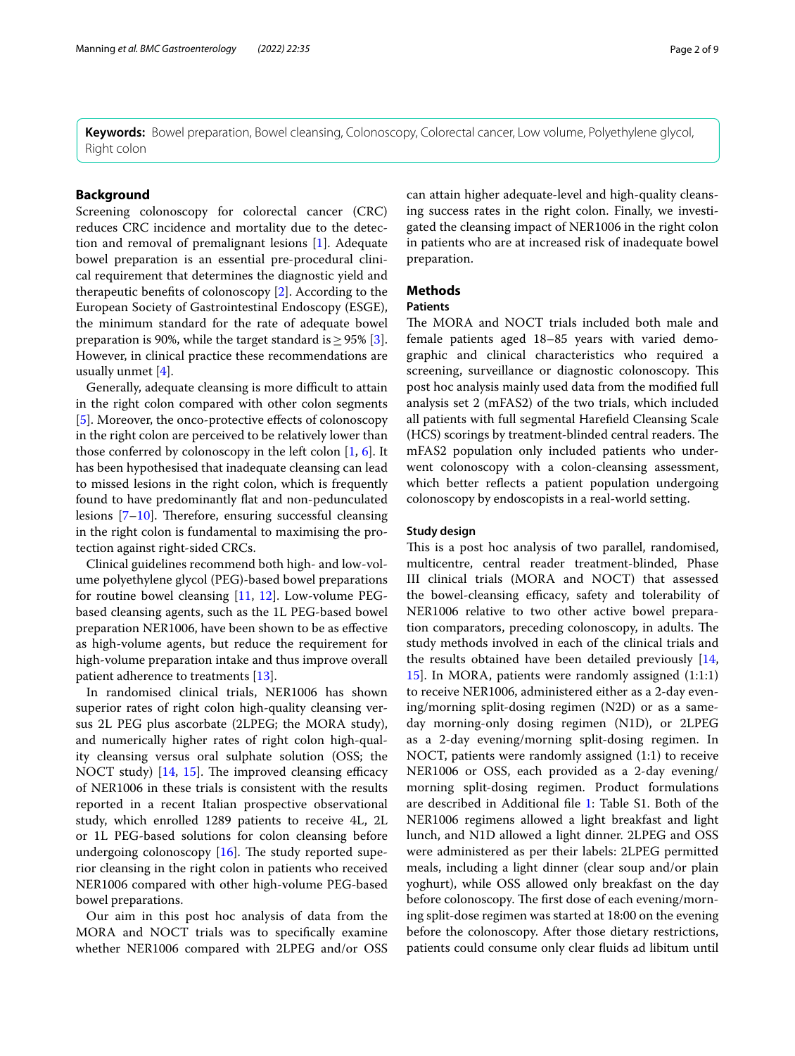**Keywords:** Bowel preparation, Bowel cleansing, Colonoscopy, Colorectal cancer, Low volume, Polyethylene glycol, Right colon

## Background

Screening colonoscopy for colorectal cancer (CRC) reduces CRC incidence and mortality due to the detection and removal of premalignant lesions [1]. Adequate bowel preparation is an essential pre-procedural clinical requirement that determines the diagnostic yield and therapeutic benefits of colonoscopy [2]. According to the European Society of Gastrointestinal Endoscopy (ESGE), the minimum standard for the rate of adequate bowel preparation is 90%, while the target standard is ≥ 95% [3]. However, in clinical practice these recommendations are usually unmet [4].

Generally, adequate cleansing is more difficult to attain in the right colon compared with other colon segments [5]. Moreover, the onco-protective effects of colonoscopy in the right colon are perceived to be relatively lower than those conferred by colonoscopy in the left colon [1, 6]. It has been hypothesised that inadequate cleansing can lead to missed lesions in the right colon, which is frequently found to have predominantly flat and non-pedunculated lesions [7–10]. Therefore, ensuring successful cleansing in the right colon is fundamental to maximising the protection against right-sided CRCs.

Clinical guidelines recommend both high- and low-volume polyethylene glycol (PEG)-based bowel preparations for routine bowel cleansing [11, 12]. Low-volume PEG-based cleansing agents, such as the 1L PEG-based bowel preparation NER1006, have been shown to be as effective as high-volume agents, but reduce the requirement for high-volume preparation intake and thus improve overall patient adherence to treatments [13].

In randomised clinical trials, NER1006 has shown superior rates of right colon high-quality cleansing versus 2L PEG plus ascorbate (2LPEG; the MORA study), and numerically higher rates of right colon high-quality cleansing versus oral sulphate solution (OSS; the NOCT study) [14, 15]. The improved cleansing efficacy of NER1006 in these trials is consistent with the results reported in a recent Italian prospective observational study, which enrolled 1289 patients to receive 4L, 2L or 1L PEG-based solutions for colon cleansing before undergoing colonoscopy [16]. The study reported superior cleansing in the right colon in patients who received NER1006 compared with other high-volume PEG-based bowel preparations.

Our aim in this post hoc analysis of data from the MORA and NOCT trials was to specifically examine whether NER1006 compared with 2LPEG and/or OSS can attain higher adequate-level and high-quality cleansing success rates in the right colon. Finally, we investigated the cleansing impact of NER1006 in the right colon in patients who are at increased risk of inadequate bowel preparation.

## Methods

### Patients

The MORA and NOCT trials included both male and female patients aged 18–85 years with varied demographic and clinical characteristics who required a screening, surveillance or diagnostic colonoscopy. This post hoc analysis mainly used data from the modified full analysis set 2 (mFAS2) of the two trials, which included all patients with full segmental Harefield Cleansing Scale (HCS) scorings by treatment-blinded central readers. The mFAS2 population only included patients who underwent colonoscopy with a colon-cleansing assessment, which better reflects a patient population undergoing colonoscopy by endoscopists in a real-world setting.

### Study design

This is a post hoc analysis of two parallel, randomised, multicentre, central reader treatment-blinded, Phase III clinical trials (MORA and NOCT) that assessed the bowel-cleansing efficacy, safety and tolerability of NER1006 relative to two other active bowel preparation comparators, preceding colonoscopy, in adults. The study methods involved in each of the clinical trials and the results obtained have been detailed previously [14, 15]. In MORA, patients were randomly assigned (1:1:1) to receive NER1006, administered either as a 2-day evening/morning split-dosing regimen (N2D) or as a same-day morning-only dosing regimen (N1D), or 2LPEG as a 2-day evening/morning split-dosing regimen. In NOCT, patients were randomly assigned (1:1) to receive NER1006 or OSS, each provided as a 2-day evening/morning split-dosing regimen. Product formulations are described in Additional file 1: Table S1. Both of the NER1006 regimens allowed a light breakfast and light lunch, and N1D allowed a light dinner. 2LPEG and OSS were administered as per their labels: 2LPEG permitted meals, including a light dinner (clear soup and/or plain yoghurt), while OSS allowed only breakfast on the day before colonoscopy. The first dose of each evening/morning split-dose regimen was started at 18:00 on the evening before the colonoscopy. After those dietary restrictions, patients could consume only clear fluids ad libitum until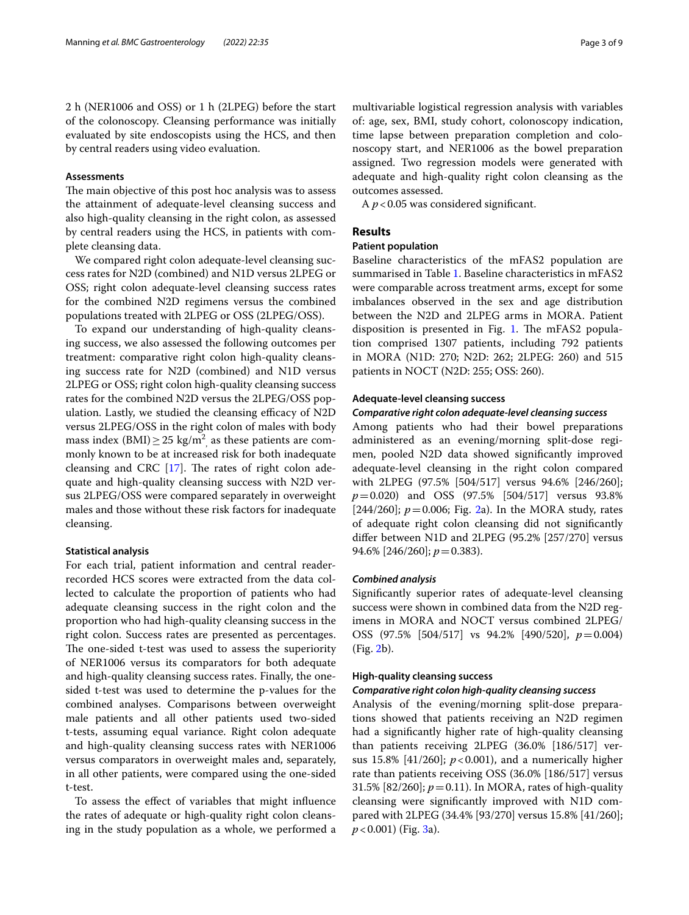2 h (NER1006 and OSS) or 1 h (2LPEG) before the start of the colonoscopy. Cleansing performance was initially evaluated by site endoscopists using the HCS, and then by central readers using video evaluation.

### Assessments

The main objective of this post hoc analysis was to assess the attainment of adequate-level cleansing success and also high-quality cleansing in the right colon, as assessed by central readers using the HCS, in patients with complete cleansing data.

We compared right colon adequate-level cleansing success rates for N2D (combined) and N1D versus 2LPEG or OSS; right colon adequate-level cleansing success rates for the combined N2D regimens versus the combined populations treated with 2LPEG or OSS (2LPEG/OSS).

To expand our understanding of high-quality cleansing success, we also assessed the following outcomes per treatment: comparative right colon high-quality cleansing success rate for N2D (combined) and N1D versus 2LPEG or OSS; right colon high-quality cleansing success rates for the combined N2D versus the 2LPEG/OSS population. Lastly, we studied the cleansing efficacy of N2D versus 2LPEG/OSS in the right colon of males with body mass index (BMI) $\geq 25$ kg/m$^2$, as these patients are commonly known to be at increased risk for both inadequate cleansing and CRC [17]. The rates of right colon adequate and high-quality cleansing success with N2D versus 2LPEG/OSS were compared separately in overweight males and those without these risk factors for inadequate cleansing.

### Statistical analysis

For each trial, patient information and central reader-recorded HCS scores were extracted from the data collected to calculate the proportion of patients who had adequate cleansing success in the right colon and the proportion who had high-quality cleansing success in the right colon. Success rates are presented as percentages. The one-sided t-test was used to assess the superiority of NER1006 versus its comparators for both adequate and high-quality cleansing success rates. Finally, the one-sided t-test was used to determine the p-values for the combined analyses. Comparisons between overweight male patients and all other patients used two-sided t-tests, assuming equal variance. Right colon adequate and high-quality cleansing success rates with NER1006 versus comparators in overweight males and, separately, in all other patients, were compared using the one-sided t-test.

To assess the effect of variables that might influence the rates of adequate or high-quality right colon cleansing in the study population as a whole, we performed a multivariable logistical regression analysis with variables of: age, sex, BMI, study cohort, colonoscopy indication, time lapse between preparation completion and colonoscopy start, and NER1006 as the bowel preparation assigned. Two regression models were generated with adequate and high-quality right colon cleansing as the outcomes assessed.

A $p < 0.05$ was considered significant.

## Results

### Patient population

Baseline characteristics of the mFAS2 population are summarised in Table 1. Baseline characteristics in mFAS2 were comparable across treatment arms, except for some imbalances observed in the sex and age distribution between the N2D and 2LPEG arms in MORA. Patient disposition is presented in Fig. 1. The mFAS2 population comprised 1307 patients, including 792 patients in MORA (N1D: 270; N2D: 262; 2LPEG: 260) and 515 patients in NOCT (N2D: 255; OSS: 260).

### Adequate-level cleansing success

#### *Comparative right colon adequate-level cleansing success*

Among patients who had their bowel preparations administered as an evening/morning split-dose regimen, pooled N2D data showed significantly improved adequate-level cleansing in the right colon compared with 2LPEG (97.5% [504/517] versus 94.6% [246/260]; $p = 0.020$) and OSS (97.5% [504/517] versus 93.8% [244/260]; $p = 0.006$; Fig. 2a). In the MORA study, rates of adequate right colon cleansing did not significantly differ between N1D and 2LPEG (95.2% [257/270] versus 94.6% [246/260]; $p = 0.383$).

#### *Combined analysis*

Significantly superior rates of adequate-level cleansing success were shown in combined data from the N2D regimens in MORA and NOCT versus combined 2LPEG/OSS (97.5% [504/517] vs 94.2% [490/520], $p = 0.004$) (Fig. 2b).

### High-quality cleansing success

#### *Comparative right colon high-quality cleansing success*

Analysis of the evening/morning split-dose preparations showed that patients receiving an N2D regimen had a significantly higher rate of high-quality cleansing than patients receiving 2LPEG (36.0% [186/517] versus 15.8% [41/260]; $p < 0.001$), and a numerically higher rate than patients receiving OSS (36.0% [186/517] versus 31.5% [82/260]; $p = 0.11$). In MORA, rates of high-quality cleansing were significantly improved with N1D compared with 2LPEG (34.4% [93/270] versus 15.8% [41/260]; $p < 0.001$) (Fig. 3a).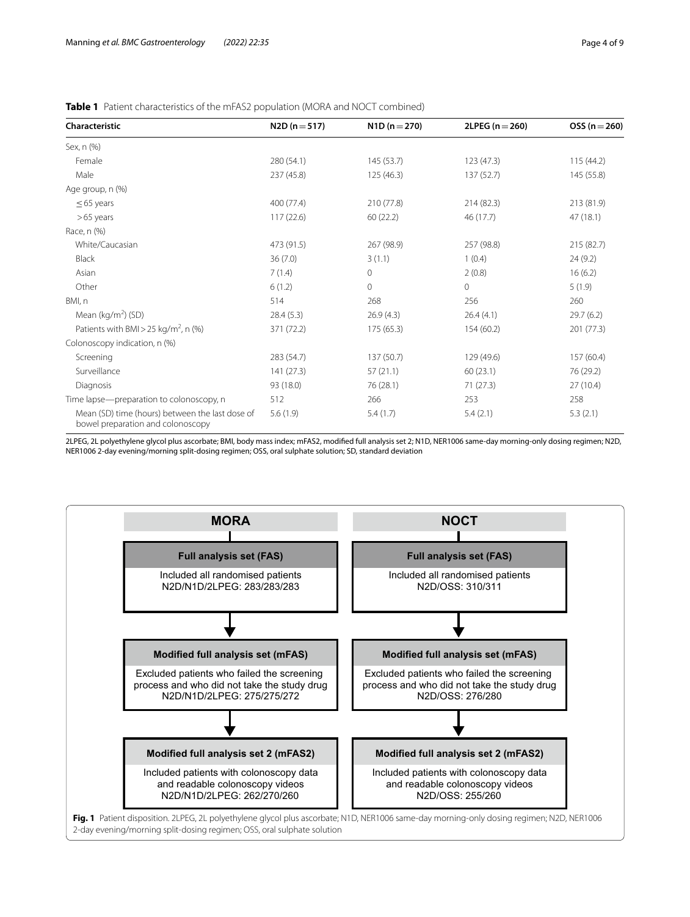**Table 1** Patient characteristics of the mFAS2 population (MORA and NOCT combined)

| Characteristic | N2D (n = 517) | N1D (n = 270) | 2LPEG (n = 260) | OSS (n = 260) |
|---|---|---|---|---|
| Sex, n (%) | | | | |
| Female | 280 (54.1) | 145 (53.7) | 123 (47.3) | 115 (44.2) |
| Male | 237 (45.8) | 125 (46.3) | 137 (52.7) | 145 (55.8) |
| Age group, n (%) | | | | |
| ≤ 65 years | 400 (77.4) | 210 (77.8) | 214 (82.3) | 213 (81.9) |
| > 65 years | 117 (22.6) | 60 (22.2) | 46 (17.7) | 47 (18.1) |
| Race, n (%) | | | | |
| White/Caucasian | 473 (91.5) | 267 (98.9) | 257 (98.8) | 215 (82.7) |
| Black | 36 (7.0) | 3 (1.1) | 1 (0.4) | 24 (9.2) |
| Asian | 7 (1.4) | 0 | 2 (0.8) | 16 (6.2) |
| Other | 6 (1.2) | 0 | 0 | 5 (1.9) |
| BMI, n | 514 | 268 | 256 | 260 |
| Mean (kg/m$^2$) (SD) | 28.4 (5.3) | 26.9 (4.3) | 26.4 (4.1) | 29.7 (6.2) |
| Patients with BMI > 25 kg/m$^2$, n (%) | 371 (72.2) | 175 (65.3) | 154 (60.2) | 201 (77.3) |
| Colonoscopy indication, n (%) | | | | |
| Screening | 283 (54.7) | 137 (50.7) | 129 (49.6) | 157 (60.4) |
| Surveillance | 141 (27.3) | 57 (21.1) | 60 (23.1) | 76 (29.2) |
| Diagnosis | 93 (18.0) | 76 (28.1) | 71 (27.3) | 27 (10.4) |
| Time lapse—preparation to colonoscopy, n | 512 | 266 | 253 | 258 |
| Mean (SD) time (hours) between the last dose of bowel preparation and colonoscopy | 5.6 (1.9) | 5.4 (1.7) | 5.4 (2.1) | 5.3 (2.1) |

2LPEG, 2L polyethylene glycol plus ascorbate; BMI, body mass index; mFAS2, modified full analysis set 2; N1D, NER1006 same-day morning-only dosing regimen; N2D, NER1006 2-day evening/morning split-dosing regimen; OSS, oral sulphate solution; SD, standard deviation

| MORA | NOCT |
|---|---|
| **Full analysis set (FAS)** | **Full analysis set (FAS)** |
| Included all randomised patients N2D/N1D/2LPEG: 283/283/283 | Included all randomised patients N2D/OSS: 310/311 |
| **Modified full analysis set (mFAS)** | **Modified full analysis set (mFAS)** |
| Excluded patients who failed the screening process and who did not take the study drug N2D/N1D/2LPEG: 275/275/272 | Excluded patients who failed the screening process and who did not take the study drug N2D/OSS: 276/280 |
| **Modified full analysis set 2 (mFAS2)** | **Modified full analysis set 2 (mFAS2)** |
| Included patients with colonoscopy data and readable colonoscopy videos N2D/N1D/2LPEG: 262/270/260 | Included patients with colonoscopy data and readable colonoscopy videos N2D/OSS: 255/260 |

**Fig. 1** Patient disposition. 2LPEG, 2L polyethylene glycol plus ascorbate; N1D, NER1006 same-day morning-only dosing regimen; N2D, NER1006 2-day evening/morning split-dosing regimen; OSS, oral sulphate solution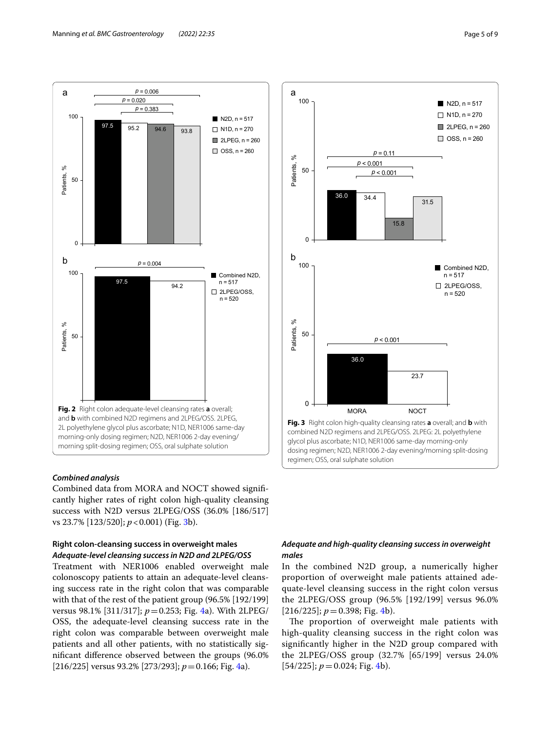Fig. 2 Right colon adequate-level cleansing rates **a** overall; and **b** with combined N2D regimens and 2LPEG/OSS. 2LPEG, 2L polyethylene glycol plus ascorbate; N1D, NER1006 same-day morning-only dosing regimen; N2D, NER1006 2-day evening/morning split-dosing regimen; OSS, oral sulphate solution

Fig. 3 Right colon high-quality cleansing rates **a** overall; and **b** with combined N2D regimens and 2LPEG/OSS. 2LPEG: 2L polyethylene glycol plus ascorbate; N1D, NER1006 same-day morning-only dosing regimen; N2D, NER1006 2-day evening/morning split-dosing regimen; OSS, oral sulphate solution

#### *Combined analysis*

Combined data from MORA and NOCT showed significantly higher rates of right colon high-quality cleansing success with N2D versus 2LPEG/OSS (36.0% [186/517] vs 23.7% [123/520]; $p < 0.001$) (Fig. 3b).

### Right colon-cleansing success in overweight males

#### *Adequate-level cleansing success in N2D and 2LPEG/OSS*

Treatment with NER1006 enabled overweight male colonoscopy patients to attain an adequate-level cleansing success rate in the right colon that was comparable with that of the rest of the patient group (96.5% [192/199] versus 98.1% [311/317]; $p = 0.253$; Fig. 4a). With 2LPEG/OSS, the adequate-level cleansing success rate in the right colon was comparable between overweight male patients and all other patients, with no statistically significant difference observed between the groups (96.0% [216/225] versus 93.2% [273/293]; $p = 0.166$; Fig. 4a).

#### *Adequate and high-quality cleansing success in overweight males*

In the combined N2D group, a numerically higher proportion of overweight male patients attained adequate-level cleansing success in the right colon versus the 2LPEG/OSS group (96.5% [192/199] versus 96.0% [216/225]; $p = 0.398$; Fig. 4b).

The proportion of overweight male patients with high-quality cleansing success in the right colon was significantly higher in the N2D group compared with the 2LPEG/OSS group (32.7% [65/199] versus 24.0% [54/225]; $p = 0.024$; Fig. 4b).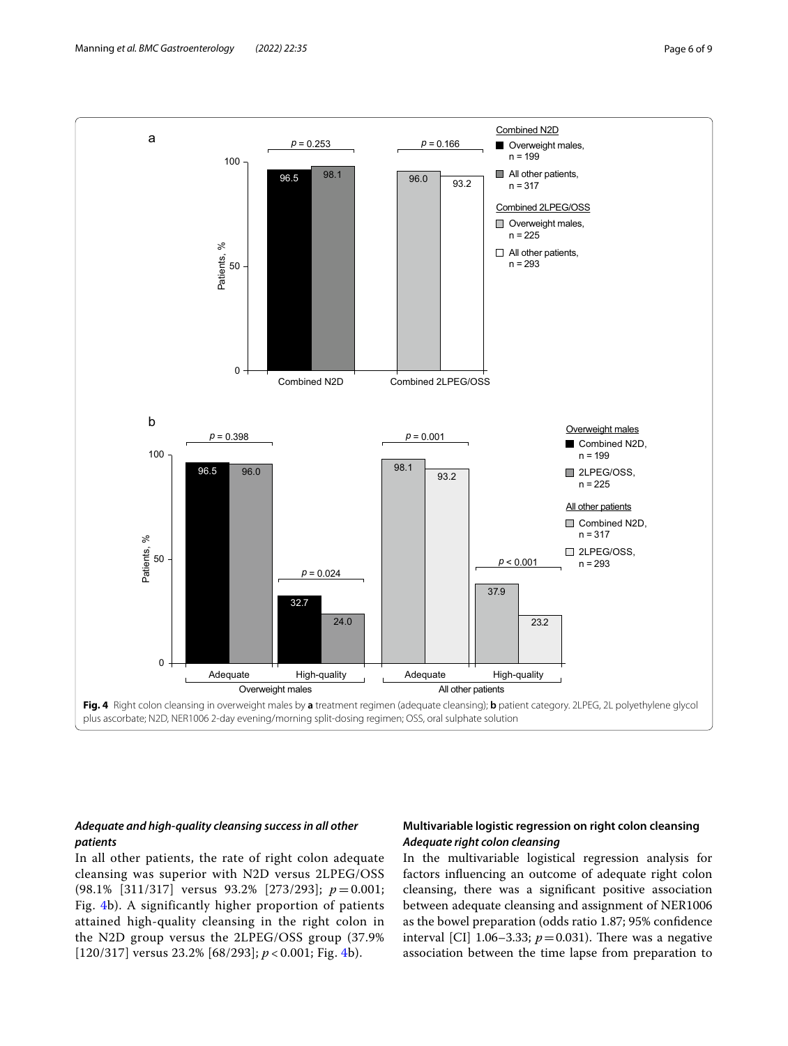Fig. 4 Right colon cleansing in overweight males by **a** treatment regimen (adequate cleansing); **b** patient category. 2LPEG, 2L polyethylene glycol plus ascorbate; N2D, NER1006 2-day evening/morning split-dosing regimen; OSS, oral sulphate solution

### *Adequate and high-quality cleansing success in all other patients*

In all other patients, the rate of right colon adequate cleansing was superior with N2D versus 2LPEG/OSS (98.1% [311/317] versus 93.2% [273/293]; $p = 0.001$; Fig. 4b). A significantly higher proportion of patients attained high-quality cleansing in the right colon in the N2D group versus the 2LPEG/OSS group (37.9% [120/317] versus 23.2% [68/293]; $p < 0.001$; Fig. 4b).

## Multivariable logistic regression on right colon cleansing

### *Adequate right colon cleansing*

In the multivariable logistical regression analysis for factors influencing an outcome of adequate right colon cleansing, there was a significant positive association between adequate cleansing and assignment of NER1006 as the bowel preparation (odds ratio 1.87; 95% confidence interval [CI] 1.06–3.33; $p = 0.031$). There was a negative association between the time lapse from preparation to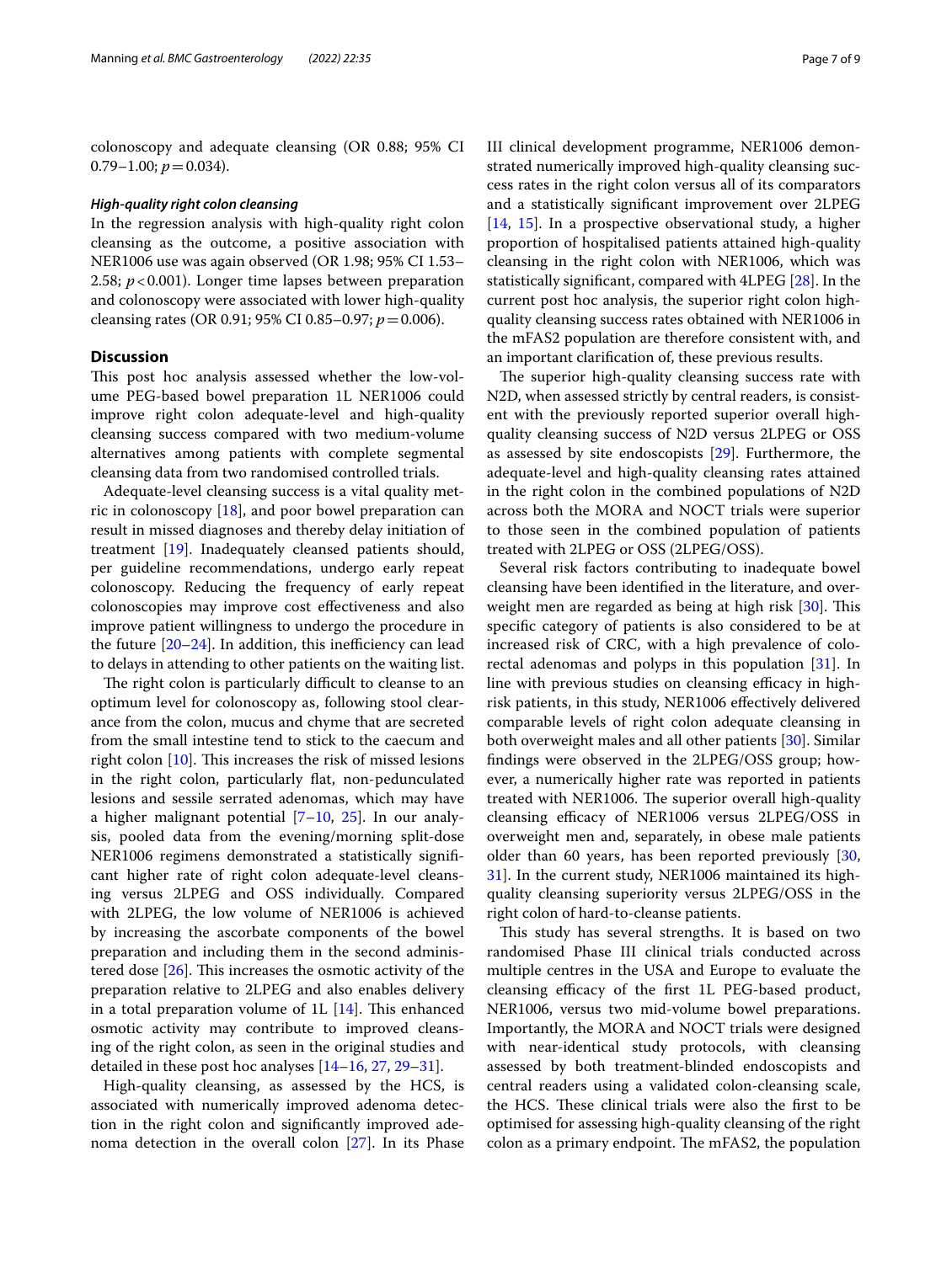colonoscopy and adequate cleansing (OR 0.88; 95% CI 0.79–1.00; $p = 0.034$).

#### *High-quality right colon cleansing*

In the regression analysis with high-quality right colon cleansing as the outcome, a positive association with NER1006 use was again observed (OR 1.98; 95% CI 1.53–2.58; $p < 0.001$). Longer time lapses between preparation and colonoscopy were associated with lower high-quality cleansing rates (OR 0.91; 95% CI 0.85–0.97; $p = 0.006$).

## Discussion

This post hoc analysis assessed whether the low-volume PEG-based bowel preparation 1L NER1006 could improve right colon adequate-level and high-quality cleansing success compared with two medium-volume alternatives among patients with complete segmental cleansing data from two randomised controlled trials.

Adequate-level cleansing success is a vital quality metric in colonoscopy [18], and poor bowel preparation can result in missed diagnoses and thereby delay initiation of treatment [19]. Inadequately cleansed patients should, per guideline recommendations, undergo early repeat colonoscopy. Reducing the frequency of early repeat colonoscopies may improve cost effectiveness and also improve patient willingness to undergo the procedure in the future [20–24]. In addition, this inefficiency can lead to delays in attending to other patients on the waiting list.

The right colon is particularly difficult to cleanse to an optimum level for colonoscopy as, following stool clearance from the colon, mucus and chyme that are secreted from the small intestine tend to stick to the caecum and right colon [10]. This increases the risk of missed lesions in the right colon, particularly flat, non-pedunculated lesions and sessile serrated adenomas, which may have a higher malignant potential [7–10, 25]. In our analysis, pooled data from the evening/morning split-dose NER1006 regimens demonstrated a statistically significant higher rate of right colon adequate-level cleansing versus 2LPEG and OSS individually. Compared with 2LPEG, the low volume of NER1006 is achieved by increasing the ascorbate components of the bowel preparation and including them in the second administered dose [26]. This increases the osmotic activity of the preparation relative to 2LPEG and also enables delivery in a total preparation volume of 1L [14]. This enhanced osmotic activity may contribute to improved cleansing of the right colon, as seen in the original studies and detailed in these post hoc analyses [14–16, 27, 29–31].

High-quality cleansing, as assessed by the HCS, is associated with numerically improved adenoma detection in the right colon and significantly improved adenoma detection in the overall colon [27]. In its Phase III clinical development programme, NER1006 demonstrated numerically improved high-quality cleansing success rates in the right colon versus all of its comparators and a statistically significant improvement over 2LPEG [14, 15]. In a prospective observational study, a higher proportion of hospitalised patients attained high-quality cleansing in the right colon with NER1006, which was statistically significant, compared with 4LPEG [28]. In the current post hoc analysis, the superior right colon high-quality cleansing success rates obtained with NER1006 in the mFAS2 population are therefore consistent with, and an important clarification of, these previous results.

The superior high-quality cleansing success rate with N2D, when assessed strictly by central readers, is consistent with the previously reported superior overall high-quality cleansing success of N2D versus 2LPEG or OSS as assessed by site endoscopists [29]. Furthermore, the adequate-level and high-quality cleansing rates attained in the right colon in the combined populations of N2D across both the MORA and NOCT trials were superior to those seen in the combined population of patients treated with 2LPEG or OSS (2LPEG/OSS).

Several risk factors contributing to inadequate bowel cleansing have been identified in the literature, and overweight men are regarded as being at high risk [30]. This specific category of patients is also considered to be at increased risk of CRC, with a high prevalence of colorectal adenomas and polyps in this population [31]. In line with previous studies on cleansing efficacy in high-risk patients, in this study, NER1006 effectively delivered comparable levels of right colon adequate cleansing in both overweight males and all other patients [30]. Similar findings were observed in the 2LPEG/OSS group; however, a numerically higher rate was reported in patients treated with NER1006. The superior overall high-quality cleansing efficacy of NER1006 versus 2LPEG/OSS in overweight men and, separately, in obese male patients older than 60 years, has been reported previously [30, 31]. In the current study, NER1006 maintained its high-quality cleansing superiority versus 2LPEG/OSS in the right colon of hard-to-cleanse patients.

This study has several strengths. It is based on two randomised Phase III clinical trials conducted across multiple centres in the USA and Europe to evaluate the cleansing efficacy of the first 1L PEG-based product, NER1006, versus two mid-volume bowel preparations. Importantly, the MORA and NOCT trials were designed with near-identical study protocols, with cleansing assessed by both treatment-blinded endoscopists and central readers using a validated colon-cleansing scale, the HCS. These clinical trials were also the first to be optimised for assessing high-quality cleansing of the right colon as a primary endpoint. The mFAS2, the population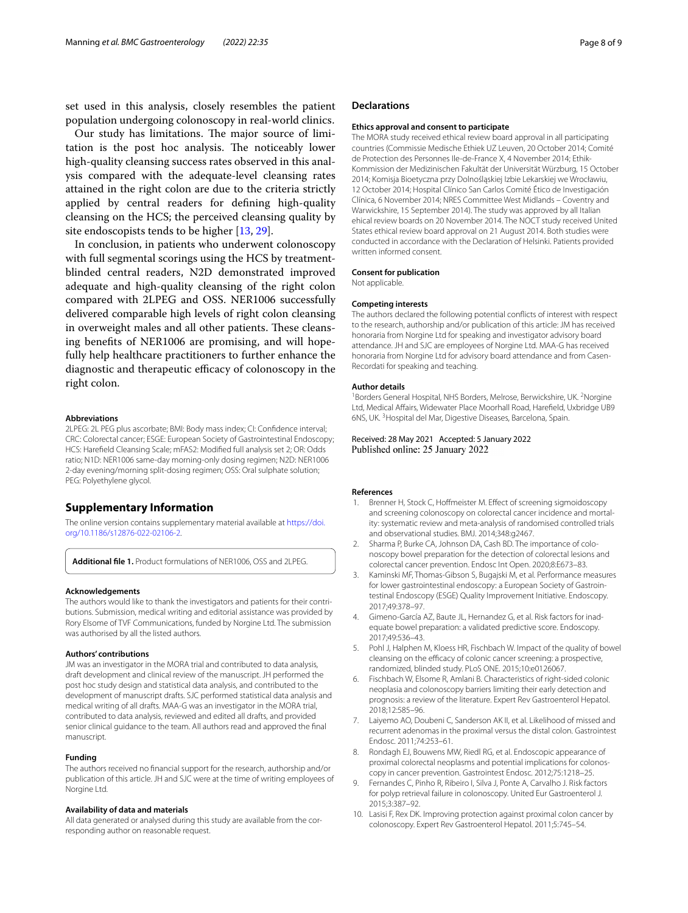set used in this analysis, closely resembles the patient population undergoing colonoscopy in real-world clinics.

Our study has limitations. The major source of limitation is the post hoc analysis. The noticeably lower high-quality cleansing success rates observed in this analysis compared with the adequate-level cleansing rates attained in the right colon are due to the criteria strictly applied by central readers for defining high-quality cleansing on the HCS; the perceived cleansing quality by site endoscopists tends to be higher [13, 29].

In conclusion, in patients who underwent colonoscopy with full segmental scorings using the HCS by treatment-blinded central readers, N2D demonstrated improved adequate and high-quality cleansing of the right colon compared with 2LPEG and OSS. NER1006 successfully delivered comparable high levels of right colon cleansing in overweight males and all other patients. These cleansing benefits of NER1006 are promising, and will hopefully help healthcare practitioners to further enhance the diagnostic and therapeutic efficacy of colonoscopy in the right colon.

#### Abbreviations

2LPEG: 2L PEG plus ascorbate; BMI: Body mass index; CI: Confidence interval; CRC: Colorectal cancer; ESGE: European Society of Gastrointestinal Endoscopy; HCS: Harefield Cleansing Scale; mFAS2: Modified full analysis set 2; OR: Odds ratio; N1D: NER1006 same-day morning-only dosing regimen; N2D: NER1006 2-day evening/morning split-dosing regimen; OSS: Oral sulphate solution; PEG: Polyethylene glycol.

## Supplementary Information

The online version contains supplementary material available at https://doi.org/10.1186/s12876-022-02106-2.

**Additional file 1.** Product formulations of NER1006, OSS and 2LPEG.

#### Acknowledgements

The authors would like to thank the investigators and patients for their contributions. Submission, medical writing and editorial assistance was provided by Rory Elsome of TVF Communications, funded by Norgine Ltd. The submission was authorised by all the listed authors.

#### Authors' contributions

JM was an investigator in the MORA trial and contributed to data analysis, draft development and clinical review of the manuscript. JH performed the post hoc study design and statistical data analysis, and contributed to the development of manuscript drafts. SJC performed statistical data analysis and medical writing of all drafts. MAA-G was an investigator in the MORA trial, contributed to data analysis, reviewed and edited all drafts, and provided senior clinical guidance to the team. All authors read and approved the final manuscript.

#### Funding

The authors received no financial support for the research, authorship and/or publication of this article. JH and SJC were at the time of writing employees of Norgine Ltd.

#### Availability of data and materials

All data generated or analysed during this study are available from the corresponding author on reasonable request.

## Declarations

#### Ethics approval and consent to participate

The MORA study received ethical review board approval in all participating countries (Commissie Medische Ethiek UZ Leuven, 20 October 2014; Comité de Protection des Personnes Ile-de-France X, 4 November 2014; Ethik-Kommission der Medizinischen Fakultät der Universität Würzburg, 15 October 2014; Komisja Bioetyczna przy Dolnośląskiej Izbie Lekarskiej we Wrocławiu, 12 October 2014; Hospital Clínico San Carlos Comité Ético de Investigación Clínica, 6 November 2014; NRES Committee West Midlands – Coventry and Warwickshire, 15 September 2014). The study was approved by all Italian ehical review boards on 20 November 2014. The NOCT study received United States ethical review board approval on 21 August 2014. Both studies were conducted in accordance with the Declaration of Helsinki. Patients provided written informed consent.

#### Consent for publication

Not applicable.

#### Competing interests

The authors declared the following potential conflicts of interest with respect to the research, authorship and/or publication of this article: JM has received honoraria from Norgine Ltd for speaking and investigator advisory board attendance. JH and SJC are employees of Norgine Ltd. MAA-G has received honoraria from Norgine Ltd for advisory board attendance and from Casen-Recordati for speaking and teaching.

#### Author details

[1]Borders General Hospital, NHS Borders, Melrose, Berwickshire, UK. [2]Norgine Ltd, Medical Affairs, Widewater Place Moorhall Road, Harefield, Uxbridge UB9 6NS, UK. [3]Hospital del Mar, Digestive Diseases, Barcelona, Spain.

Received: 28 May 2021 Accepted: 5 January 2022
Published online: 25 January 2022

#### References

1. Brenner H, Stock C, Hoffmeister M. Effect of screening sigmoidoscopy and screening colonoscopy on colorectal cancer incidence and mortality: systematic review and meta-analysis of randomised controlled trials and observational studies. BMJ. 2014;348:g2467.
2. Sharma P, Burke CA, Johnson DA, Cash BD. The importance of colonoscopy bowel preparation for the detection of colorectal lesions and colorectal cancer prevention. Endosc Int Open. 2020;8:E673–83.
3. Kaminski MF, Thomas-Gibson S, Bugajski M, et al. Performance measures for lower gastrointestinal endoscopy: a European Society of Gastrointestinal Endoscopy (ESGE) Quality Improvement Initiative. Endoscopy. 2017;49:378–97.
4. Gimeno-García AZ, Baute JL, Hernandez G, et al. Risk factors for inadequate bowel preparation: a validated predictive score. Endoscopy. 2017;49:536–43.
5. Pohl J, Halphen M, Kloess HR, Fischbach W. Impact of the quality of bowel cleansing on the efficacy of colonic cancer screening: a prospective, randomized, blinded study. PLoS ONE. 2015;10:e0126067.
6. Fischbach W, Elsome R, Amlani B. Characteristics of right-sided colonic neoplasia and colonoscopy barriers limiting their early detection and prognosis: a review of the literature. Expert Rev Gastroenterol Hepatol. 2018;12:585–96.
7. Laiyemo AO, Doubeni C, Sanderson AK II, et al. Likelihood of missed and recurrent adenomas in the proximal versus the distal colon. Gastrointest Endosc. 2011;74:253–61.
8. Rondagh EJ, Bouwens MW, Riedl RG, et al. Endoscopic appearance of proximal colorectal neoplasms and potential implications for colonoscopy in cancer prevention. Gastrointest Endosc. 2012;75:1218–25.
9. Fernandes C, Pinho R, Ribeiro I, Silva J, Ponte A, Carvalho J. Risk factors for polyp retrieval failure in colonoscopy. United Eur Gastroenterol J. 2015;3:387–92.
10. Lasisi F, Rex DK. Improving protection against proximal colon cancer by colonoscopy. Expert Rev Gastroenterol Hepatol. 2011;5:745–54.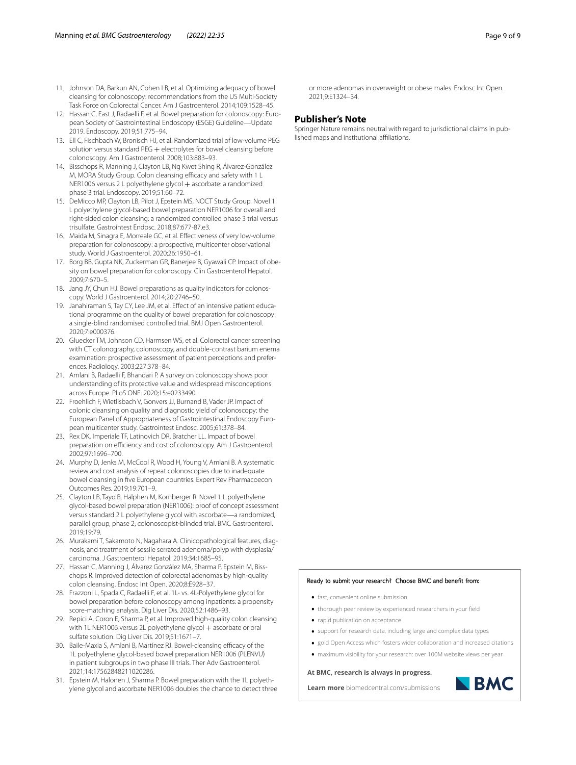11. Johnson DA, Barkun AN, Cohen LB, et al. Optimizing adequacy of bowel cleansing for colonoscopy: recommendations from the US Multi-Society Task Force on Colorectal Cancer. Am J Gastroenterol. 2014;109:1528–45.
12. Hassan C, East J, Radaelli F, et al. Bowel preparation for colonoscopy: European Society of Gastrointestinal Endoscopy (ESGE) Guideline—Update 2019. Endoscopy. 2019;51:775–94.
13. Ell C, Fischbach W, Bronisch HJ, et al. Randomized trial of low-volume PEG solution versus standard PEG + electrolytes for bowel cleansing before colonoscopy. Am J Gastroenterol. 2008;103:883–93.
14. Bisschops R, Manning J, Clayton LB, Ng Kwet Shing R, Álvarez-González M, MORA Study Group. Colon cleansing efficacy and safety with 1 L NER1006 versus 2 L polyethylene glycol + ascorbate: a randomized phase 3 trial. Endoscopy. 2019;51:60–72.
15. DeMicco MP, Clayton LB, Pilot J, Epstein MS, NOCT Study Group. Novel 1 L polyethylene glycol-based bowel preparation NER1006 for overall and right-sided colon cleansing: a randomized controlled phase 3 trial versus trisulfate. Gastrointest Endosc. 2018;87:677-87.e3.
16. Maida M, Sinagra E, Morreale GC, et al. Effectiveness of very low-volume preparation for colonoscopy: a prospective, multicenter observational study. World J Gastroenterol. 2020;26:1950–61.
17. Borg BB, Gupta NK, Zuckerman GR, Banerjee B, Gyawali CP. Impact of obesity on bowel preparation for colonoscopy. Clin Gastroenterol Hepatol. 2009;7:670–5.
18. Jang JY, Chun HJ. Bowel preparations as quality indicators for colonoscopy. World J Gastroenterol. 2014;20:2746–50.
19. Janahiraman S, Tay CY, Lee JM, et al. Effect of an intensive patient educational programme on the quality of bowel preparation for colonoscopy: a single-blind randomised controlled trial. BMJ Open Gastroenterol. 2020;7:e000376.
20. Gluecker TM, Johnson CD, Harmsen WS, et al. Colorectal cancer screening with CT colonography, colonoscopy, and double-contrast barium enema examination: prospective assessment of patient perceptions and preferences. Radiology. 2003;227:378–84.
21. Amlani B, Radaelli F, Bhandari P. A survey on colonoscopy shows poor understanding of its protective value and widespread misconceptions across Europe. PLoS ONE. 2020;15:e0233490.
22. Froehlich F, Wietlisbach V, Gonvers JJ, Burnand B, Vader JP. Impact of colonic cleansing on quality and diagnostic yield of colonoscopy: the European Panel of Appropriateness of Gastrointestinal Endoscopy European multicenter study. Gastrointest Endosc. 2005;61:378–84.
23. Rex DK, Imperiale TF, Latinovich DR, Bratcher LL. Impact of bowel preparation on efficiency and cost of colonoscopy. Am J Gastroenterol. 2002;97:1696–700.
24. Murphy D, Jenks M, McCool R, Wood H, Young V, Amlani B. A systematic review and cost analysis of repeat colonoscopies due to inadequate bowel cleansing in five European countries. Expert Rev Pharmacoecon Outcomes Res. 2019;19:701–9.
25. Clayton LB, Tayo B, Halphen M, Kornberger R. Novel 1 L polyethylene glycol-based bowel preparation (NER1006): proof of concept assessment versus standard 2 L polyethylene glycol with ascorbate—a randomized, parallel group, phase 2, colonoscopist-blinded trial. BMC Gastroenterol. 2019;19:79.
26. Murakami T, Sakamoto N, Nagahara A. Clinicopathological features, diagnosis, and treatment of sessile serrated adenoma/polyp with dysplasia/carcinoma. J Gastroenterol Hepatol. 2019;34:1685–95.
27. Hassan C, Manning J, Álvarez González MA, Sharma P, Epstein M, Bisschops R. Improved detection of colorectal adenomas by high-quality colon cleansing. Endosc Int Open. 2020;8:E928–37.
28. Frazzoni L, Spada C, Radaelli F, et al. 1L- vs. 4L-Polyethylene glycol for bowel preparation before colonoscopy among inpatients: a propensity score-matching analysis. Dig Liver Dis. 2020;52:1486–93.
29. Repici A, Coron E, Sharma P, et al. Improved high-quality colon cleansing with 1L NER1006 versus 2L polyethylene glycol + ascorbate or oral sulfate solution. Dig Liver Dis. 2019;51:1671–7.
30. Baile-Maxia S, Amlani B, Martínez RJ. Bowel-cleansing efficacy of the 1L polyethylene glycol-based bowel preparation NER1006 (PLENVU) in patient subgroups in two phase III trials. Ther Adv Gastroenterol. 2021;14:17562848211020286.
31. Epstein M, Halonen J, Sharma P. Bowel preparation with the 1L polyethylene glycol and ascorbate NER1006 doubles the chance to detect three or more adenomas in overweight or obese males. Endosc Int Open. 2021;9:E1324–34.

## Publisher's Note

Springer Nature remains neutral with regard to jurisdictional claims in published maps and institutional affiliations.

Ready to submit your research? Choose BMC and benefit from:

- fast, convenient online submission
- thorough peer review by experienced researchers in your field
- rapid publication on acceptance
- support for research data, including large and complex data types
- gold Open Access which fosters wider collaboration and increased citations
- maximum visibility for your research: over 100M website views per year

**At BMC, research is always in progress.**

**Learn more** biomedcentral.com/submissions

BMC